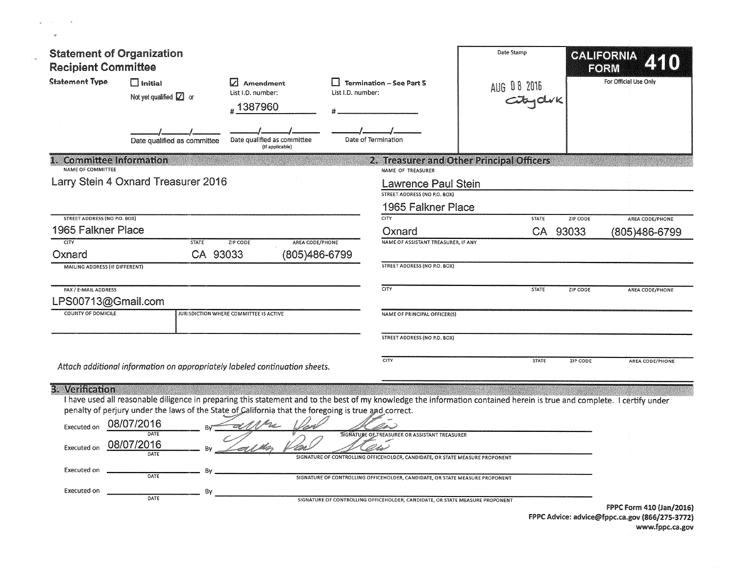# Statement of Organization
## Recipient Committee

**CALIFORNIA FORM 410**

For Official Use Only

Date Stamp: AUG 08 2016 City clerk

**Statement Type**

- ☐ **Initial** — Not yet qualified ☑ or ___/___/___ Date qualified as committee
- ☑ **Amendment** — List I.D. number: # 1387960 — ___/___/___ Date qualified as committee (If applicable)
- ☐ **Termination – See Part 5** — List I.D. number: # ______ — ___/___/___ Date of Termination

## 1. Committee Information

NAME OF COMMITTEE: Larry Stein 4 Oxnard Treasurer 2016

| STREET ADDRESS (NO P.O. BOX) | | | |
|---|---|---|---|
| 1965 Falkner Place | | | |
| **CITY** | **STATE** | **ZIP CODE** | **AREA CODE/PHONE** |
| Oxnard | CA | 93033 | (805)486-6799 |

MAILING ADDRESS (IF DIFFERENT):

FAX / E-MAIL ADDRESS: LPS00713@Gmail.com

COUNTY OF DOMICILE:

JURISDICTION WHERE COMMITTEE IS ACTIVE:

*Attach additional information on appropriately labeled continuation sheets.*

## 2. Treasurer and Other Principal Officers

NAME OF TREASURER: Lawrence Paul Stein

STREET ADDRESS (NO P.O. BOX): 1965 Falkner Place

| CITY | STATE | ZIP CODE | AREA CODE/PHONE |
|---|---|---|---|
| Oxnard | CA | 93033 | (805)486-6799 |

NAME OF ASSISTANT TREASURER, IF ANY:

STREET ADDRESS (NO P.O. BOX):

| CITY | STATE | ZIP CODE | AREA CODE/PHONE |
|---|---|---|---|
| | | | |

NAME OF PRINCIPAL OFFICER(S):

STREET ADDRESS (NO P.O. BOX):

| CITY | STATE | ZIP CODE | AREA CODE/PHONE |
|---|---|---|---|
| | | | |

## 3. Verification

I have used all reasonable diligence in preparing this statement and to the best of my knowledge the information contained herein is true and complete. I certify under penalty of perjury under the laws of the State of California that the foregoing is true and correct.

Executed on 08/07/2016 (DATE) By Lawrence Paul Stein (SIGNATURE OF TREASURER OR ASSISTANT TREASURER)

Executed on 08/07/2016 (DATE) By Lawrence Paul Stein (SIGNATURE OF CONTROLLING OFFICEHOLDER, CANDIDATE, OR STATE MEASURE PROPONENT)

Executed on ________ (DATE) By ________ (SIGNATURE OF CONTROLLING OFFICEHOLDER, CANDIDATE, OR STATE MEASURE PROPONENT)

Executed on ________ (DATE) By ________ (SIGNATURE OF CONTROLLING OFFICEHOLDER, CANDIDATE, OR STATE MEASURE PROPONENT)

FPPC Form 410 (Jan/2016)
FPPC Advice: advice@fppc.ca.gov (866/275-3772)
www.fppc.ca.gov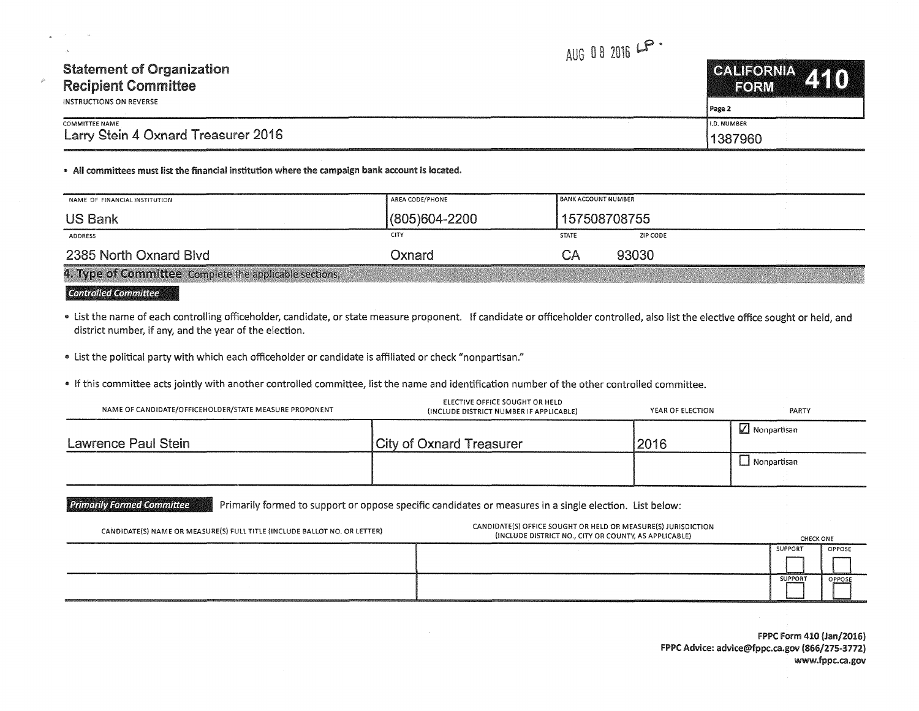AUG 08 2016 LP

# Statement of Organization
# Recipient Committee

INSTRUCTIONS ON REVERSE

**CALIFORNIA FORM 410**

Page 2

| COMMITTEE NAME | I.D. NUMBER |
| --- | --- |
| Larry Stein 4 Oxnard Treasurer 2016 | 1387960 |

- **All committees must list the financial institution where the campaign bank account is located.**

| NAME OF FINANCIAL INSTITUTION | AREA CODE/PHONE | BANK ACCOUNT NUMBER | |
| --- | --- | --- | --- |
| US Bank | (805)604-2200 | 157508708755 | |
| **ADDRESS** | **CITY** | **STATE** | **ZIP CODE** |
| 2385 North Oxnard Blvd | Oxnard | CA | 93030 |

## 4. Type of Committee Complete the applicable sections.

### *Controlled Committee*

- List the name of each controlling officeholder, candidate, or state measure proponent. If candidate or officeholder controlled, also list the elective office sought or held, and district number, if any, and the year of the election.
- List the political party with which each officeholder or candidate is affiliated or check "nonpartisan."
- If this committee acts jointly with another controlled committee, list the name and identification number of the other controlled committee.

| NAME OF CANDIDATE/OFFICEHOLDER/STATE MEASURE PROPONENT | ELECTIVE OFFICE SOUGHT OR HELD (INCLUDE DISTRICT NUMBER IF APPLICABLE) | YEAR OF ELECTION | PARTY |
| --- | --- | --- | --- |
| Lawrence Paul Stein | City of Oxnard Treasurer | 2016 | ☑ Nonpartisan |
| | | | ☐ Nonpartisan |

### *Primarily Formed Committee*

Primarily formed to support or oppose specific candidates or measures in a single election. List below:

| CANDIDATE(S) NAME OR MEASURE(S) FULL TITLE (INCLUDE BALLOT NO. OR LETTER) | CANDIDATE(S) OFFICE SOUGHT OR HELD OR MEASURE(S) JURISDICTION (INCLUDE DISTRICT NO., CITY OR COUNTY, AS APPLICABLE) | CHECK ONE SUPPORT | OPPOSE |
| --- | --- | --- | --- |
| | | ☐ | ☐ |
| | | ☐ | ☐ |

FPPC Form 410 (Jan/2016)
FPPC Advice: advice@fppc.ca.gov (866/275-3772)
www.fppc.ca.gov